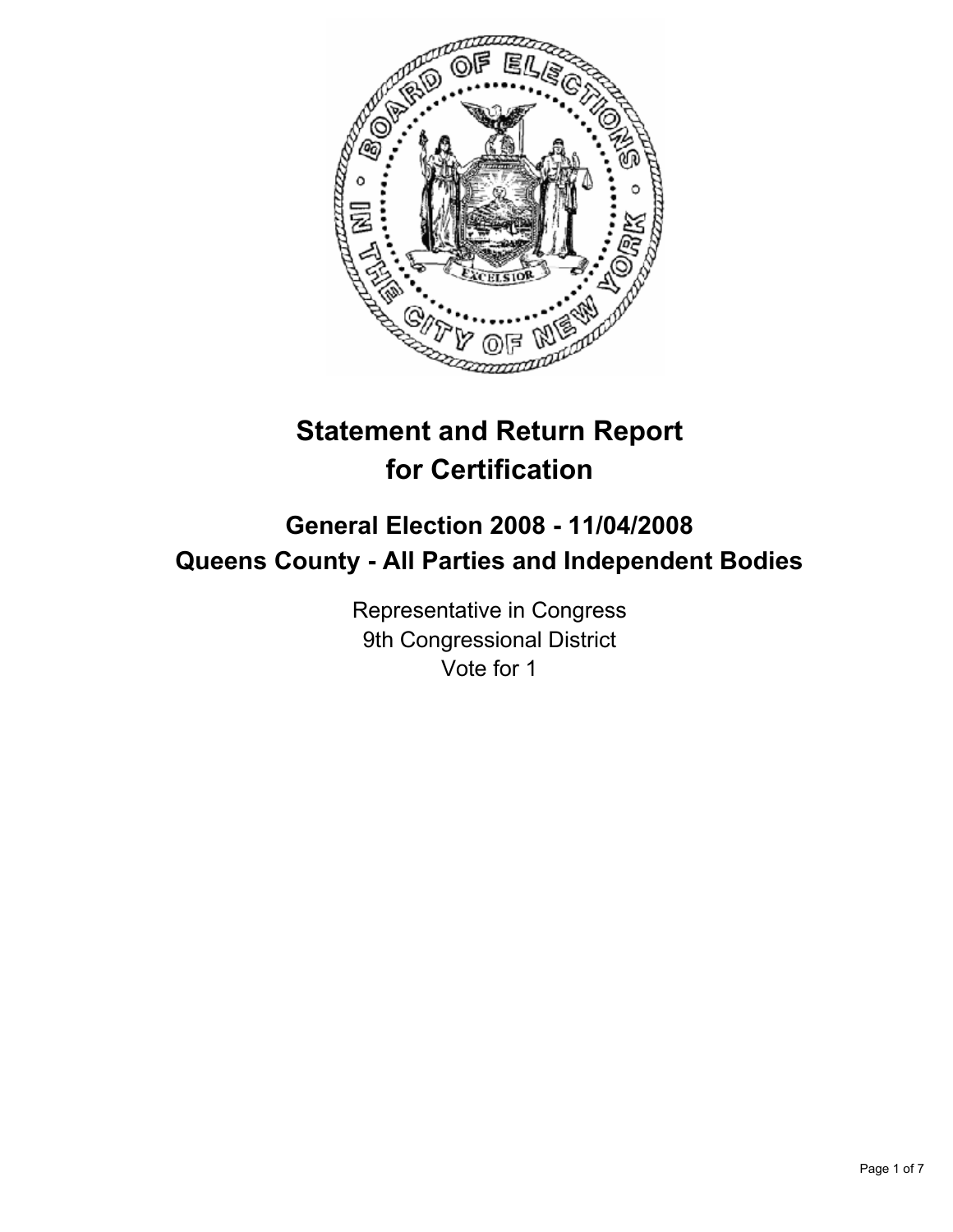# Statement and Return Report for Certification

## General Election 2008 - 11/04/2008
## Queens County - All Parties and Independent Bodies

Representative in Congress
9th Congressional District
Vote for 1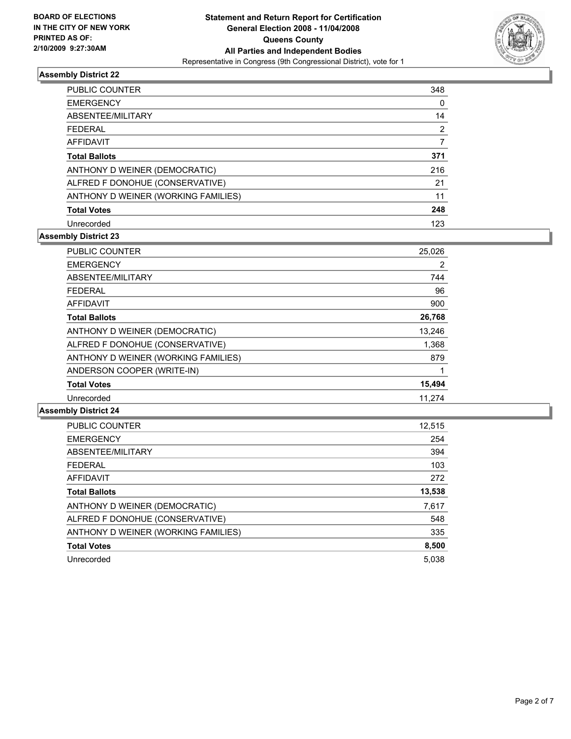## Assembly District 22

| | |
|---|---|
| PUBLIC COUNTER | 348 |
| EMERGENCY | 0 |
| ABSENTEE/MILITARY | 14 |
| FEDERAL | 2 |
| AFFIDAVIT | 7 |
| **Total Ballots** | **371** |
| ANTHONY D WEINER (DEMOCRATIC) | 216 |
| ALFRED F DONOHUE (CONSERVATIVE) | 21 |
| ANTHONY D WEINER (WORKING FAMILIES) | 11 |
| **Total Votes** | **248** |
| Unrecorded | 123 |

## Assembly District 23

| | |
|---|---|
| PUBLIC COUNTER | 25,026 |
| EMERGENCY | 2 |
| ABSENTEE/MILITARY | 744 |
| FEDERAL | 96 |
| AFFIDAVIT | 900 |
| **Total Ballots** | **26,768** |
| ANTHONY D WEINER (DEMOCRATIC) | 13,246 |
| ALFRED F DONOHUE (CONSERVATIVE) | 1,368 |
| ANTHONY D WEINER (WORKING FAMILIES) | 879 |
| ANDERSON COOPER (WRITE-IN) | 1 |
| **Total Votes** | **15,494** |
| Unrecorded | 11,274 |

## Assembly District 24

| | |
|---|---|
| PUBLIC COUNTER | 12,515 |
| EMERGENCY | 254 |
| ABSENTEE/MILITARY | 394 |
| FEDERAL | 103 |
| AFFIDAVIT | 272 |
| **Total Ballots** | **13,538** |
| ANTHONY D WEINER (DEMOCRATIC) | 7,617 |
| ALFRED F DONOHUE (CONSERVATIVE) | 548 |
| ANTHONY D WEINER (WORKING FAMILIES) | 335 |
| **Total Votes** | **8,500** |
| Unrecorded | 5,038 |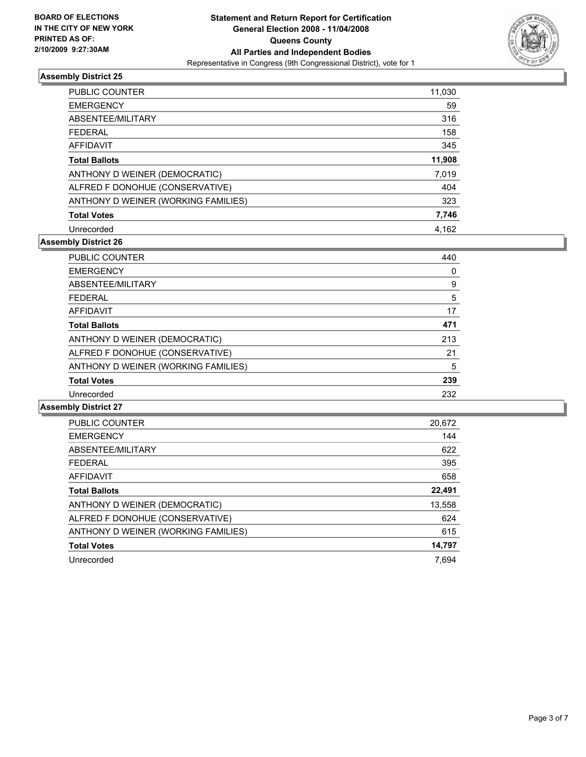**BOARD OF ELECTIONS IN THE CITY OF NEW YORK PRINTED AS OF: 2/10/2009 9:27:30AM**

# Statement and Return Report for Certification
## General Election 2008 - 11/04/2008
## Queens County
## All Parties and Independent Bodies
Representative in Congress (9th Congressional District), vote for 1

### Assembly District 25

| | |
|---|---|
| PUBLIC COUNTER | 11,030 |
| EMERGENCY | 59 |
| ABSENTEE/MILITARY | 316 |
| FEDERAL | 158 |
| AFFIDAVIT | 345 |
| **Total Ballots** | **11,908** |
| ANTHONY D WEINER (DEMOCRATIC) | 7,019 |
| ALFRED F DONOHUE (CONSERVATIVE) | 404 |
| ANTHONY D WEINER (WORKING FAMILIES) | 323 |
| **Total Votes** | **7,746** |
| Unrecorded | 4,162 |

### Assembly District 26

| | |
|---|---|
| PUBLIC COUNTER | 440 |
| EMERGENCY | 0 |
| ABSENTEE/MILITARY | 9 |
| FEDERAL | 5 |
| AFFIDAVIT | 17 |
| **Total Ballots** | **471** |
| ANTHONY D WEINER (DEMOCRATIC) | 213 |
| ALFRED F DONOHUE (CONSERVATIVE) | 21 |
| ANTHONY D WEINER (WORKING FAMILIES) | 5 |
| **Total Votes** | **239** |
| Unrecorded | 232 |

### Assembly District 27

| | |
|---|---|
| PUBLIC COUNTER | 20,672 |
| EMERGENCY | 144 |
| ABSENTEE/MILITARY | 622 |
| FEDERAL | 395 |
| AFFIDAVIT | 658 |
| **Total Ballots** | **22,491** |
| ANTHONY D WEINER (DEMOCRATIC) | 13,558 |
| ALFRED F DONOHUE (CONSERVATIVE) | 624 |
| ANTHONY D WEINER (WORKING FAMILIES) | 615 |
| **Total Votes** | **14,797** |
| Unrecorded | 7,694 |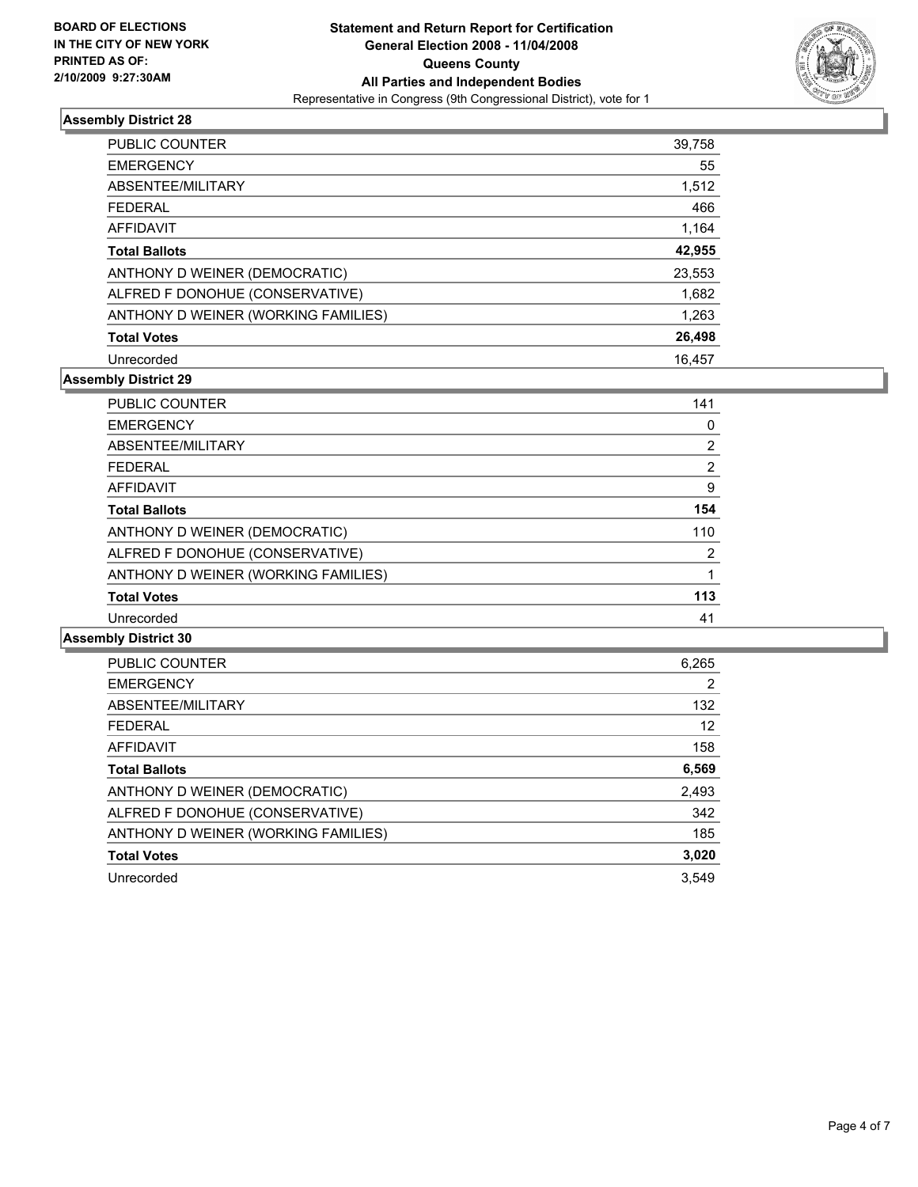BOARD OF ELECTIONS
IN THE CITY OF NEW YORK
PRINTED AS OF:
2/10/2009 9:27:30AM

# Statement and Return Report for Certification
## General Election 2008 - 11/04/2008
## Queens County
## All Parties and Independent Bodies
Representative in Congress (9th Congressional District), vote for 1

### Assembly District 28

| | |
|---|---|
| PUBLIC COUNTER | 39,758 |
| EMERGENCY | 55 |
| ABSENTEE/MILITARY | 1,512 |
| FEDERAL | 466 |
| AFFIDAVIT | 1,164 |
| **Total Ballots** | **42,955** |
| ANTHONY D WEINER (DEMOCRATIC) | 23,553 |
| ALFRED F DONOHUE (CONSERVATIVE) | 1,682 |
| ANTHONY D WEINER (WORKING FAMILIES) | 1,263 |
| **Total Votes** | **26,498** |
| Unrecorded | 16,457 |

### Assembly District 29

| | |
|---|---|
| PUBLIC COUNTER | 141 |
| EMERGENCY | 0 |
| ABSENTEE/MILITARY | 2 |
| FEDERAL | 2 |
| AFFIDAVIT | 9 |
| **Total Ballots** | **154** |
| ANTHONY D WEINER (DEMOCRATIC) | 110 |
| ALFRED F DONOHUE (CONSERVATIVE) | 2 |
| ANTHONY D WEINER (WORKING FAMILIES) | 1 |
| **Total Votes** | **113** |
| Unrecorded | 41 |

### Assembly District 30

| | |
|---|---|
| PUBLIC COUNTER | 6,265 |
| EMERGENCY | 2 |
| ABSENTEE/MILITARY | 132 |
| FEDERAL | 12 |
| AFFIDAVIT | 158 |
| **Total Ballots** | **6,569** |
| ANTHONY D WEINER (DEMOCRATIC) | 2,493 |
| ALFRED F DONOHUE (CONSERVATIVE) | 342 |
| ANTHONY D WEINER (WORKING FAMILIES) | 185 |
| **Total Votes** | **3,020** |
| Unrecorded | 3,549 |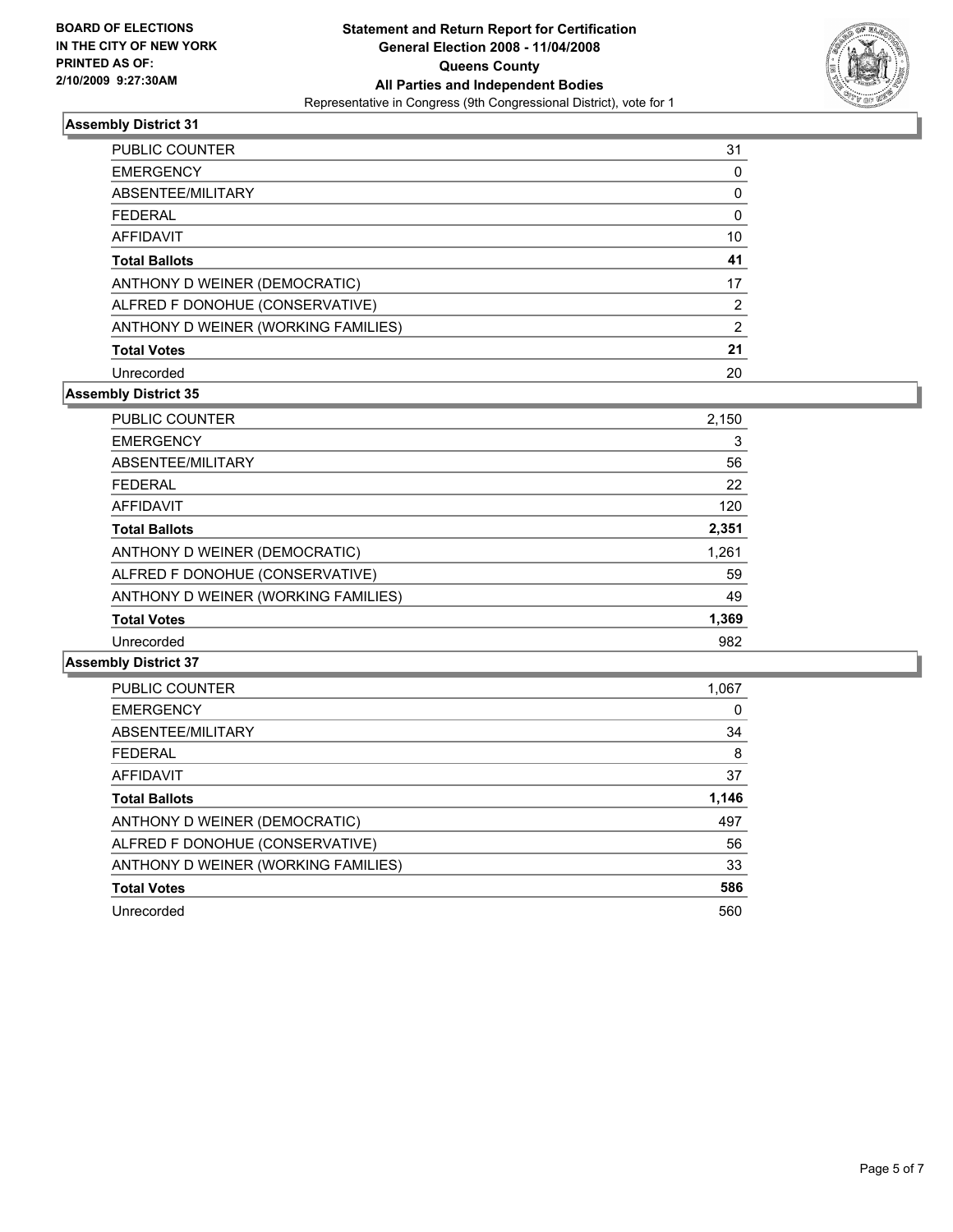BOARD OF ELECTIONS
IN THE CITY OF NEW YORK
PRINTED AS OF:
2/10/2009 9:27:30AM

**Statement and Return Report for Certification**
**General Election 2008 - 11/04/2008**
**Queens County**
**All Parties and Independent Bodies**
Representative in Congress (9th Congressional District), vote for 1

### Assembly District 31

| | |
|---|---|
| PUBLIC COUNTER | 31 |
| EMERGENCY | 0 |
| ABSENTEE/MILITARY | 0 |
| FEDERAL | 0 |
| AFFIDAVIT | 10 |
| **Total Ballots** | **41** |
| ANTHONY D WEINER (DEMOCRATIC) | 17 |
| ALFRED F DONOHUE (CONSERVATIVE) | 2 |
| ANTHONY D WEINER (WORKING FAMILIES) | 2 |
| **Total Votes** | **21** |
| Unrecorded | 20 |

### Assembly District 35

| | |
|---|---|
| PUBLIC COUNTER | 2,150 |
| EMERGENCY | 3 |
| ABSENTEE/MILITARY | 56 |
| FEDERAL | 22 |
| AFFIDAVIT | 120 |
| **Total Ballots** | **2,351** |
| ANTHONY D WEINER (DEMOCRATIC) | 1,261 |
| ALFRED F DONOHUE (CONSERVATIVE) | 59 |
| ANTHONY D WEINER (WORKING FAMILIES) | 49 |
| **Total Votes** | **1,369** |
| Unrecorded | 982 |

### Assembly District 37

| | |
|---|---|
| PUBLIC COUNTER | 1,067 |
| EMERGENCY | 0 |
| ABSENTEE/MILITARY | 34 |
| FEDERAL | 8 |
| AFFIDAVIT | 37 |
| **Total Ballots** | **1,146** |
| ANTHONY D WEINER (DEMOCRATIC) | 497 |
| ALFRED F DONOHUE (CONSERVATIVE) | 56 |
| ANTHONY D WEINER (WORKING FAMILIES) | 33 |
| **Total Votes** | **586** |
| Unrecorded | 560 |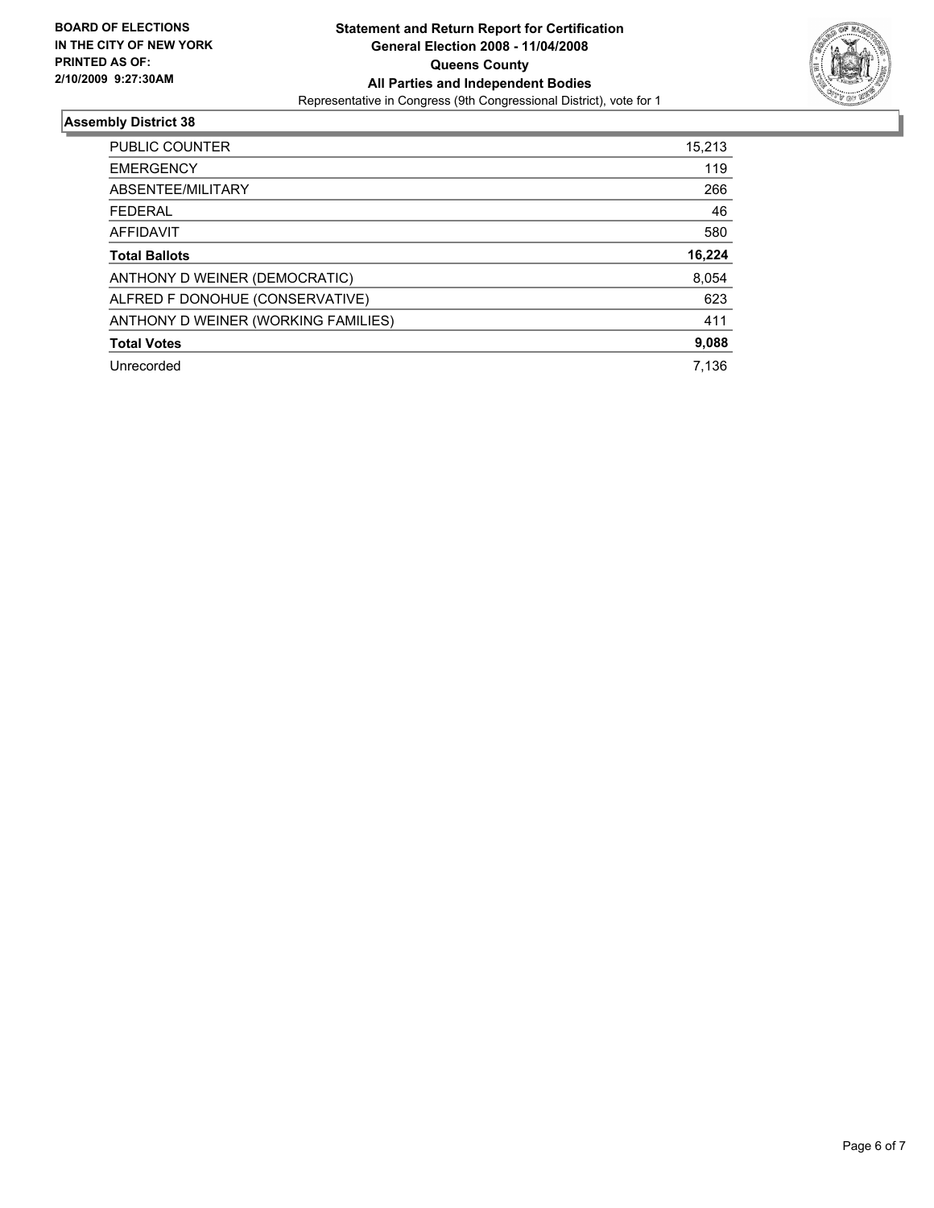**BOARD OF ELECTIONS IN THE CITY OF NEW YORK PRINTED AS OF: 2/10/2009 9:27:30AM**

**Statement and Return Report for Certification**
**General Election 2008 - 11/04/2008**
**Queens County**
**All Parties and Independent Bodies**
Representative in Congress (9th Congressional District), vote for 1

## Assembly District 38

| | |
|---|---|
| PUBLIC COUNTER | 15,213 |
| EMERGENCY | 119 |
| ABSENTEE/MILITARY | 266 |
| FEDERAL | 46 |
| AFFIDAVIT | 580 |
| **Total Ballots** | **16,224** |
| ANTHONY D WEINER (DEMOCRATIC) | 8,054 |
| ALFRED F DONOHUE (CONSERVATIVE) | 623 |
| ANTHONY D WEINER (WORKING FAMILIES) | 411 |
| **Total Votes** | **9,088** |
| Unrecorded | 7,136 |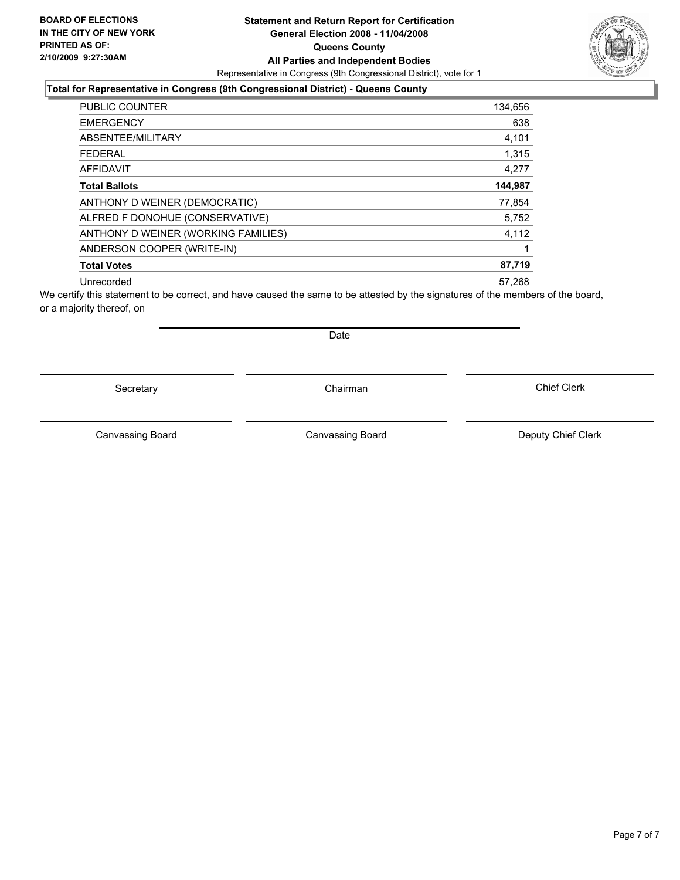**BOARD OF ELECTIONS IN THE CITY OF NEW YORK PRINTED AS OF: 2/10/2009 9:27:30AM**

# Statement and Return Report for Certification
## General Election 2008 - 11/04/2008
## Queens County
## All Parties and Independent Bodies

Representative in Congress (9th Congressional District), vote for 1

### Total for Representative in Congress (9th Congressional District) - Queens County

| | |
|---|---|
| PUBLIC COUNTER | 134,656 |
| EMERGENCY | 638 |
| ABSENTEE/MILITARY | 4,101 |
| FEDERAL | 1,315 |
| AFFIDAVIT | 4,277 |
| **Total Ballots** | **144,987** |
| ANTHONY D WEINER (DEMOCRATIC) | 77,854 |
| ALFRED F DONOHUE (CONSERVATIVE) | 5,752 |
| ANTHONY D WEINER (WORKING FAMILIES) | 4,112 |
| ANDERSON COOPER (WRITE-IN) | 1 |
| **Total Votes** | **87,719** |
| Unrecorded | 57,268 |

We certify this statement to be correct, and have caused the same to be attested by the signatures of the members of the board, or a majority thereof, on

Date

Secretary

Chairman

Chief Clerk

Canvassing Board

Canvassing Board

Deputy Chief Clerk